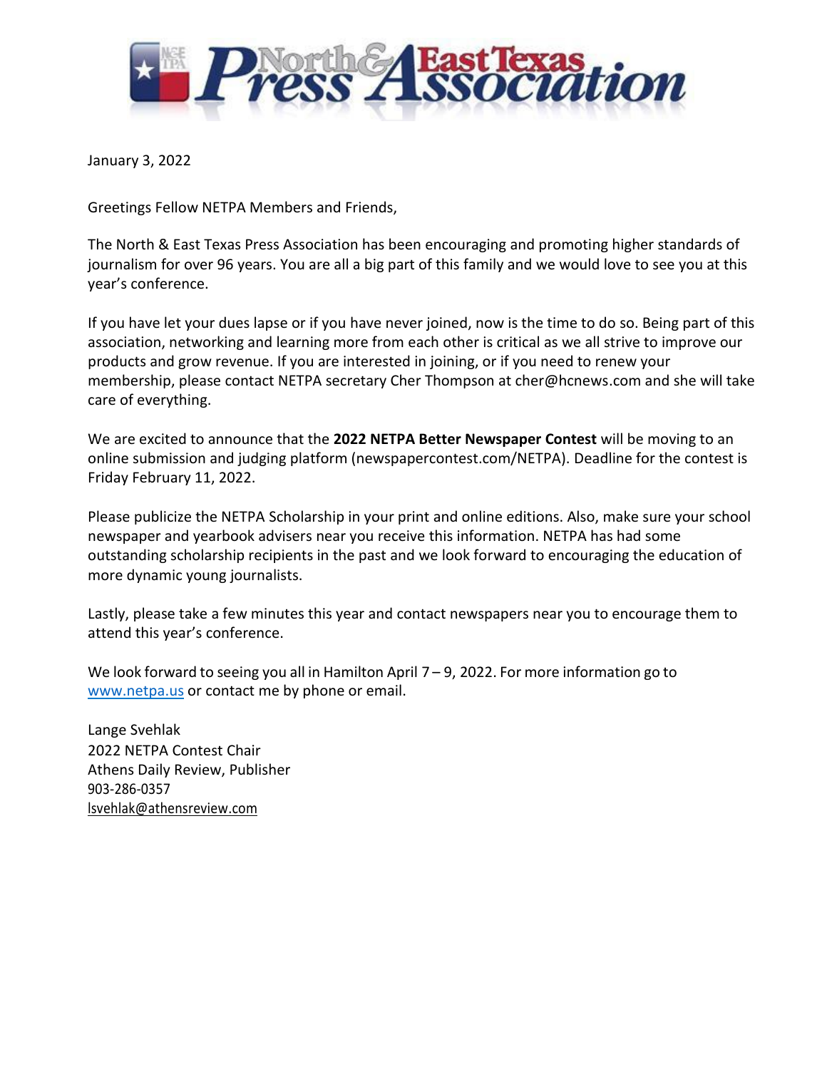# North & East Texas Press Association

January 3, 2022

Greetings Fellow NETPA Members and Friends,

The North & East Texas Press Association has been encouraging and promoting higher standards of journalism for over 96 years. You are all a big part of this family and we would love to see you at this year's conference.

If you have let your dues lapse or if you have never joined, now is the time to do so. Being part of this association, networking and learning more from each other is critical as we all strive to improve our products and grow revenue. If you are interested in joining, or if you need to renew your membership, please contact NETPA secretary Cher Thompson at cher@hcnews.com and she will take care of everything.

We are excited to announce that the **2022 NETPA Better Newspaper Contest** will be moving to an online submission and judging platform (newspapercontest.com/NETPA). Deadline for the contest is Friday February 11, 2022.

Please publicize the NETPA Scholarship in your print and online editions. Also, make sure your school newspaper and yearbook advisers near you receive this information. NETPA has had some outstanding scholarship recipients in the past and we look forward to encouraging the education of more dynamic young journalists.

Lastly, please take a few minutes this year and contact newspapers near you to encourage them to attend this year's conference.

We look forward to seeing you all in Hamilton April 7 – 9, 2022. For more information go to www.netpa.us or contact me by phone or email.

Lange Svehlak
2022 NETPA Contest Chair
Athens Daily Review, Publisher
903-286-0357
lsvehlak@athensreview.com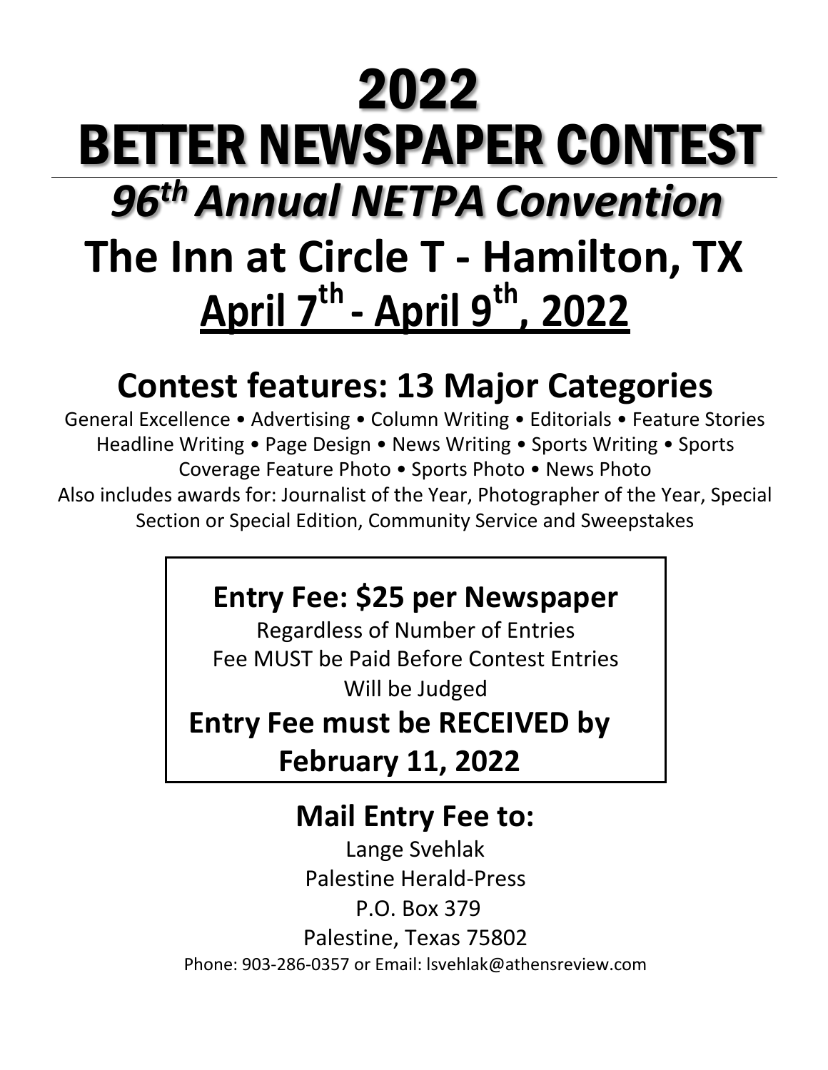# 2022 BETTER NEWSPAPER CONTEST

## *96th Annual NETPA Convention*

## The Inn at Circle T - Hamilton, TX

## <u>April 7th - April 9th, 2022</u>

## Contest features: 13 Major Categories

General Excellence • Advertising • Column Writing • Editorials • Feature Stories Headline Writing • Page Design • News Writing • Sports Writing • Sports Coverage Feature Photo • Sports Photo • News Photo

Also includes awards for: Journalist of the Year, Photographer of the Year, Special Section or Special Edition, Community Service and Sweepstakes

**Entry Fee: $25 per Newspaper**

Regardless of Number of Entries

Fee MUST be Paid Before Contest Entries Will be Judged

**Entry Fee must be RECEIVED by February 11, 2022**

## Mail Entry Fee to:

Lange Svehlak

Palestine Herald-Press

P.O. Box 379

Palestine, Texas 75802

Phone: 903-286-0357 or Email: lsvehlak@athensreview.com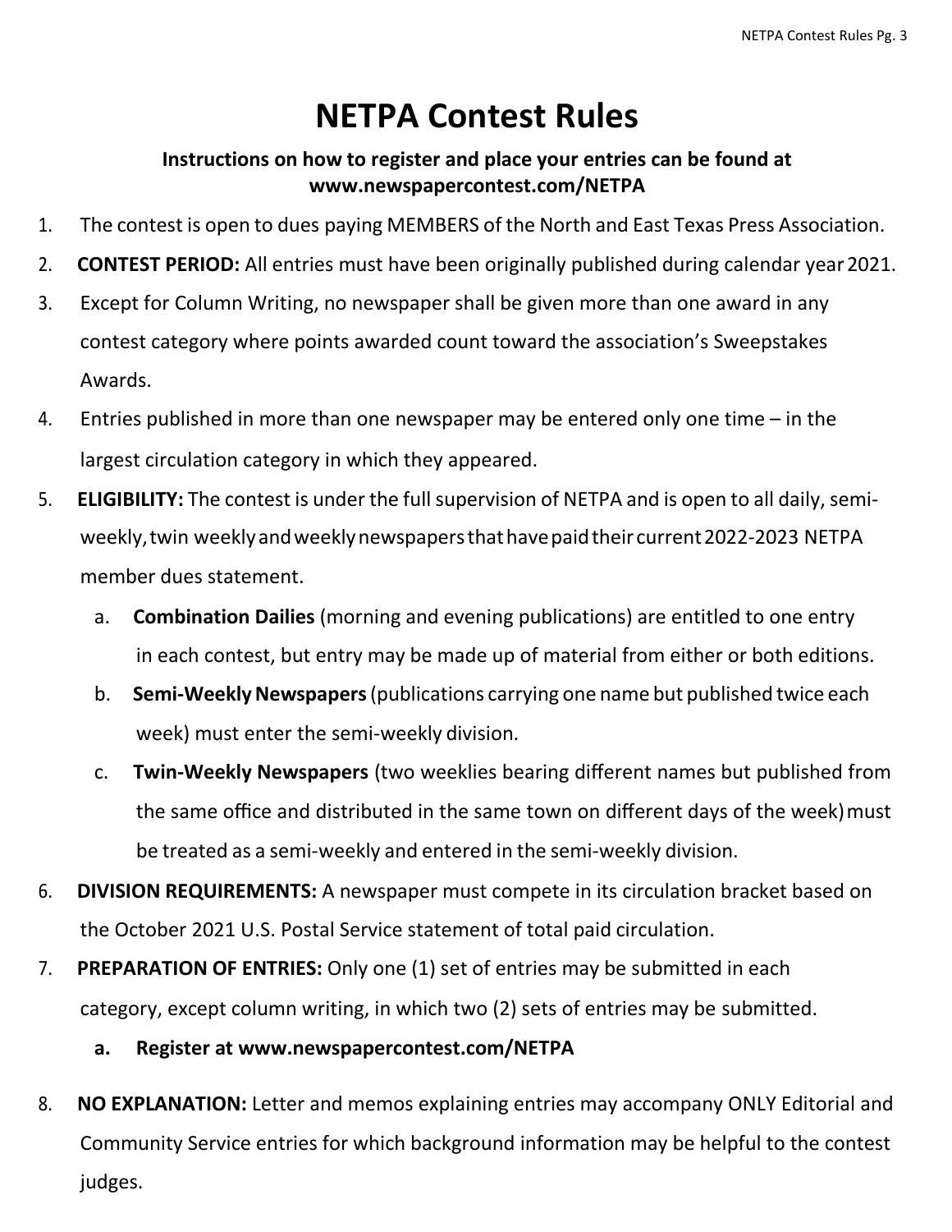# NETPA Contest Rules

**Instructions on how to register and place your entries can be found at www.newspapercontest.com/NETPA**

1. The contest is open to dues paying MEMBERS of the North and East Texas Press Association.
2. **CONTEST PERIOD:** All entries must have been originally published during calendar year 2021.
3. Except for Column Writing, no newspaper shall be given more than one award in any contest category where points awarded count toward the association's Sweepstakes Awards.
4. Entries published in more than one newspaper may be entered only one time – in the largest circulation category in which they appeared.
5. **ELIGIBILITY:** The contest is under the full supervision of NETPA and is open to all daily, semi-weekly, twin weekly and weekly newspapers that have paid their current 2022-2023 NETPA member dues statement.
   a. **Combination Dailies** (morning and evening publications) are entitled to one entry in each contest, but entry may be made up of material from either or both editions.
   b. **Semi-Weekly Newspapers** (publications carrying one name but published twice each week) must enter the semi-weekly division.
   c. **Twin-Weekly Newspapers** (two weeklies bearing different names but published from the same office and distributed in the same town on different days of the week) must be treated as a semi-weekly and entered in the semi-weekly division.
6. **DIVISION REQUIREMENTS:** A newspaper must compete in its circulation bracket based on the October 2021 U.S. Postal Service statement of total paid circulation.
7. **PREPARATION OF ENTRIES:** Only one (1) set of entries may be submitted in each category, except column writing, in which two (2) sets of entries may be submitted.
   a. **Register at www.newspapercontest.com/NETPA**
8. **NO EXPLANATION:** Letter and memos explaining entries may accompany ONLY Editorial and Community Service entries for which background information may be helpful to the contest judges.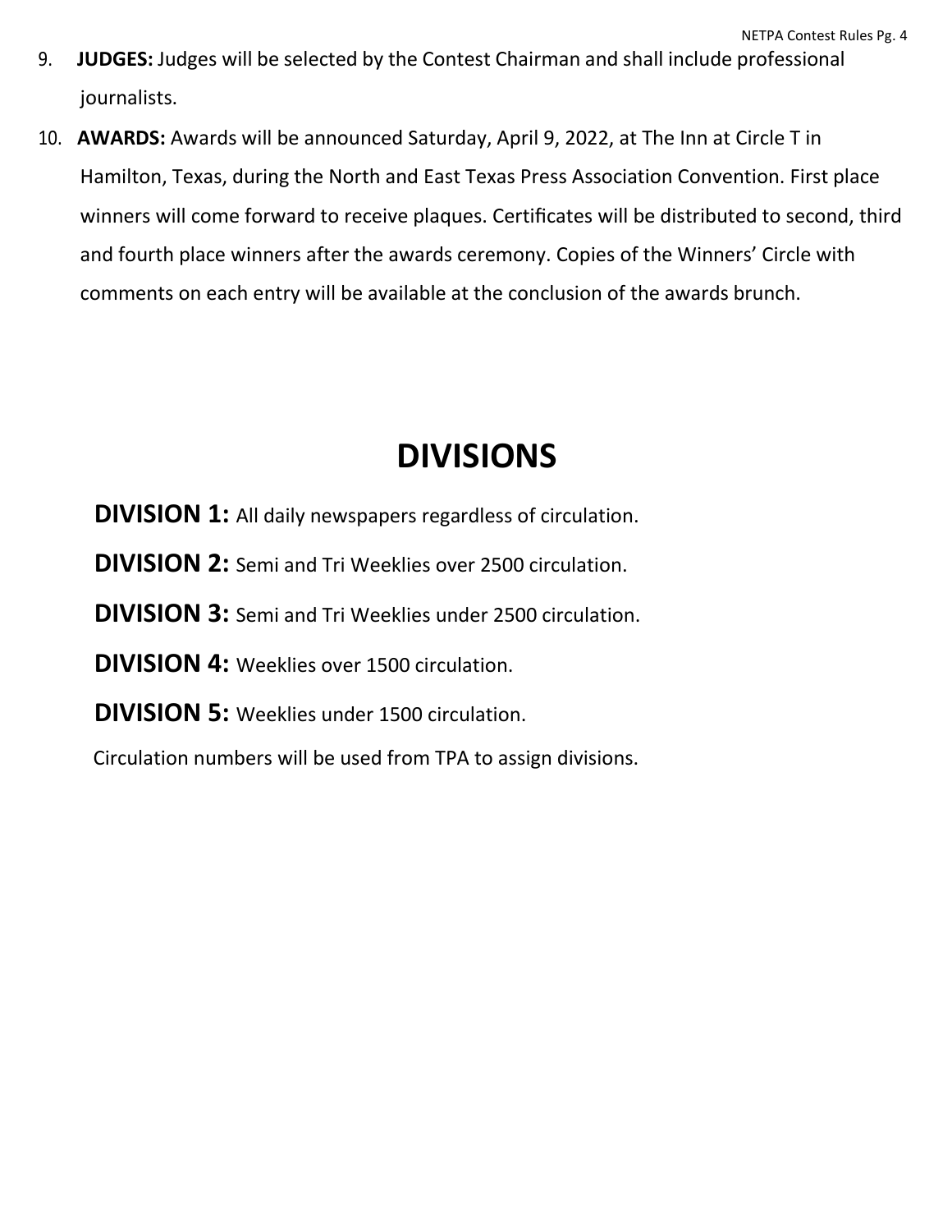9. **JUDGES:** Judges will be selected by the Contest Chairman and shall include professional journalists.

10. **AWARDS:** Awards will be announced Saturday, April 9, 2022, at The Inn at Circle T in Hamilton, Texas, during the North and East Texas Press Association Convention. First place winners will come forward to receive plaques. Certificates will be distributed to second, third and fourth place winners after the awards ceremony. Copies of the Winners' Circle with comments on each entry will be available at the conclusion of the awards brunch.

# DIVISIONS

**DIVISION 1:** All daily newspapers regardless of circulation.

**DIVISION 2:** Semi and Tri Weeklies over 2500 circulation.

**DIVISION 3:** Semi and Tri Weeklies under 2500 circulation.

**DIVISION 4:** Weeklies over 1500 circulation.

**DIVISION 5:** Weeklies under 1500 circulation.

Circulation numbers will be used from TPA to assign divisions.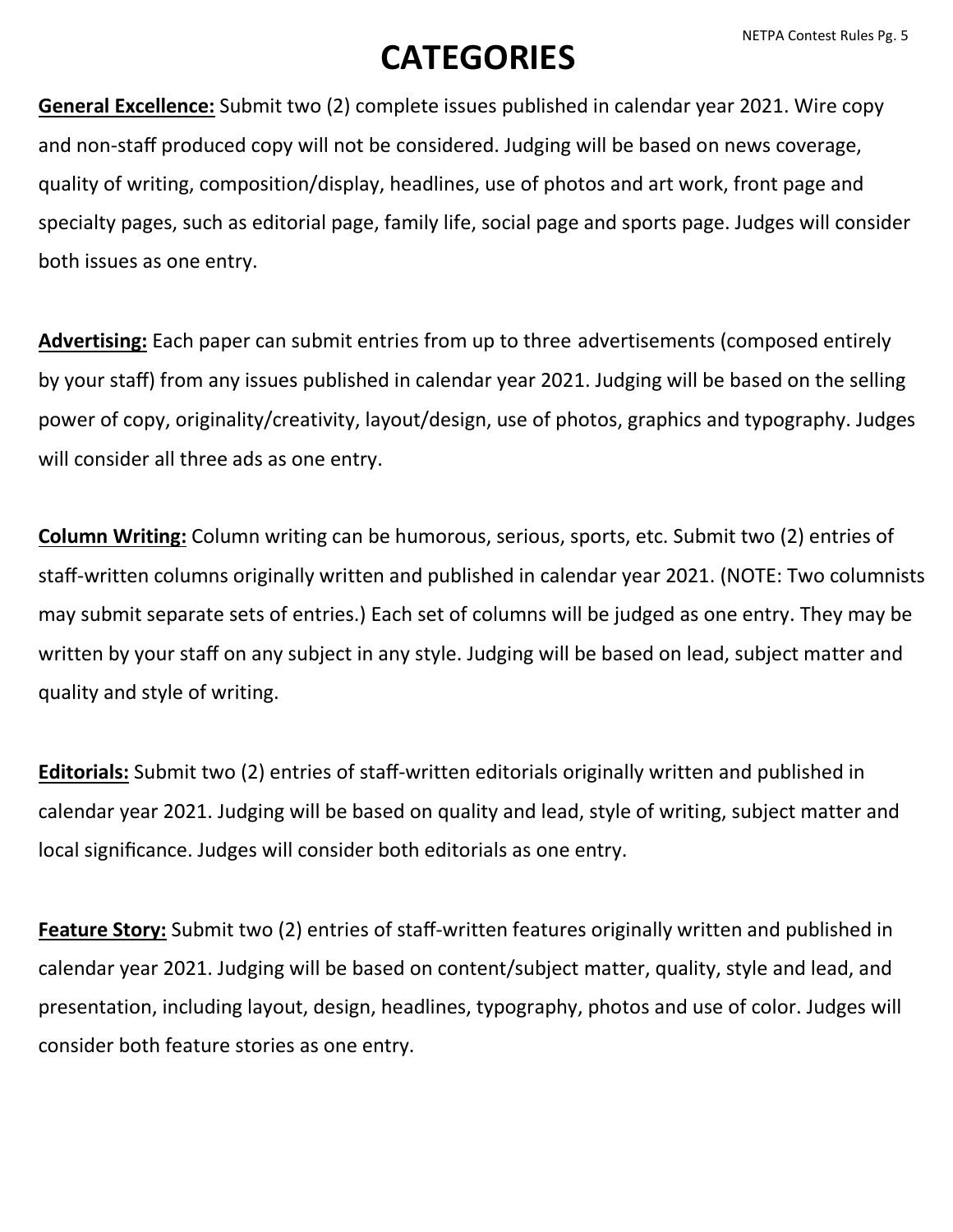# CATEGORIES

**General Excellence:** Submit two (2) complete issues published in calendar year 2021. Wire copy and non-staff produced copy will not be considered. Judging will be based on news coverage, quality of writing, composition/display, headlines, use of photos and art work, front page and specialty pages, such as editorial page, family life, social page and sports page. Judges will consider both issues as one entry.

**Advertising:** Each paper can submit entries from up to three advertisements (composed entirely by your staff) from any issues published in calendar year 2021. Judging will be based on the selling power of copy, originality/creativity, layout/design, use of photos, graphics and typography. Judges will consider all three ads as one entry.

**Column Writing:** Column writing can be humorous, serious, sports, etc. Submit two (2) entries of staff-written columns originally written and published in calendar year 2021. (NOTE: Two columnists may submit separate sets of entries.) Each set of columns will be judged as one entry. They may be written by your staff on any subject in any style. Judging will be based on lead, subject matter and quality and style of writing.

**Editorials:** Submit two (2) entries of staff-written editorials originally written and published in calendar year 2021. Judging will be based on quality and lead, style of writing, subject matter and local significance. Judges will consider both editorials as one entry.

**Feature Story:** Submit two (2) entries of staff-written features originally written and published in calendar year 2021. Judging will be based on content/subject matter, quality, style and lead, and presentation, including layout, design, headlines, typography, photos and use of color. Judges will consider both feature stories as one entry.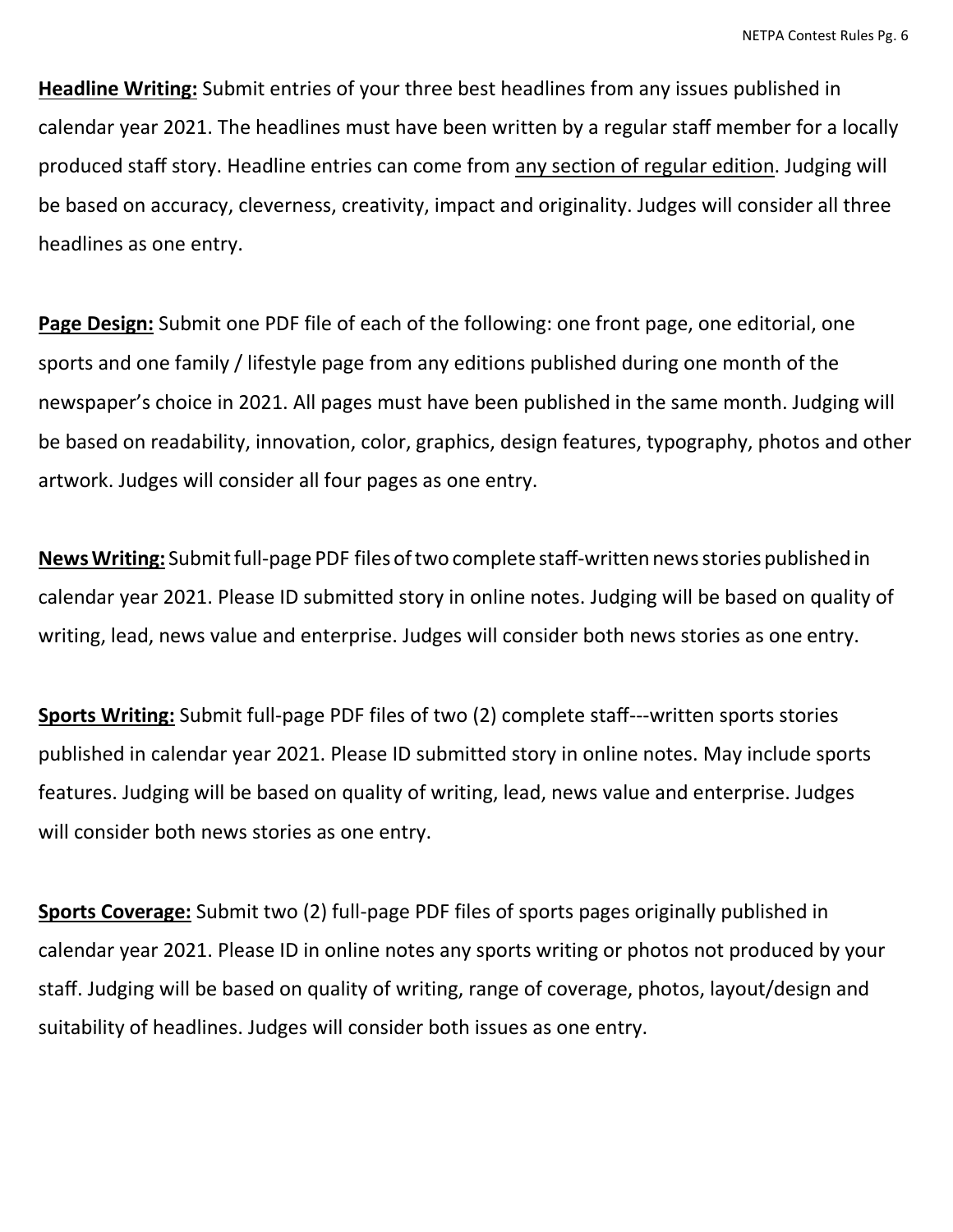**<u>Headline Writing:</u>** Submit entries of your three best headlines from any issues published in calendar year 2021. The headlines must have been written by a regular staff member for a locally produced staff story. Headline entries can come from <u>any section of regular edition</u>. Judging will be based on accuracy, cleverness, creativity, impact and originality. Judges will consider all three headlines as one entry.

**<u>Page Design:</u>** Submit one PDF file of each of the following: one front page, one editorial, one sports and one family / lifestyle page from any editions published during one month of the newspaper's choice in 2021. All pages must have been published in the same month. Judging will be based on readability, innovation, color, graphics, design features, typography, photos and other artwork. Judges will consider all four pages as one entry.

**<u>News Writing:</u>** Submit full-page PDF files of two complete staff-written news stories published in calendar year 2021. Please ID submitted story in online notes. Judging will be based on quality of writing, lead, news value and enterprise. Judges will consider both news stories as one entry.

**<u>Sports Writing:</u>** Submit full-page PDF files of two (2) complete staff---written sports stories published in calendar year 2021. Please ID submitted story in online notes. May include sports features. Judging will be based on quality of writing, lead, news value and enterprise. Judges will consider both news stories as one entry.

**<u>Sports Coverage:</u>** Submit two (2) full-page PDF files of sports pages originally published in calendar year 2021. Please ID in online notes any sports writing or photos not produced by your staff. Judging will be based on quality of writing, range of coverage, photos, layout/design and suitability of headlines. Judges will consider both issues as one entry.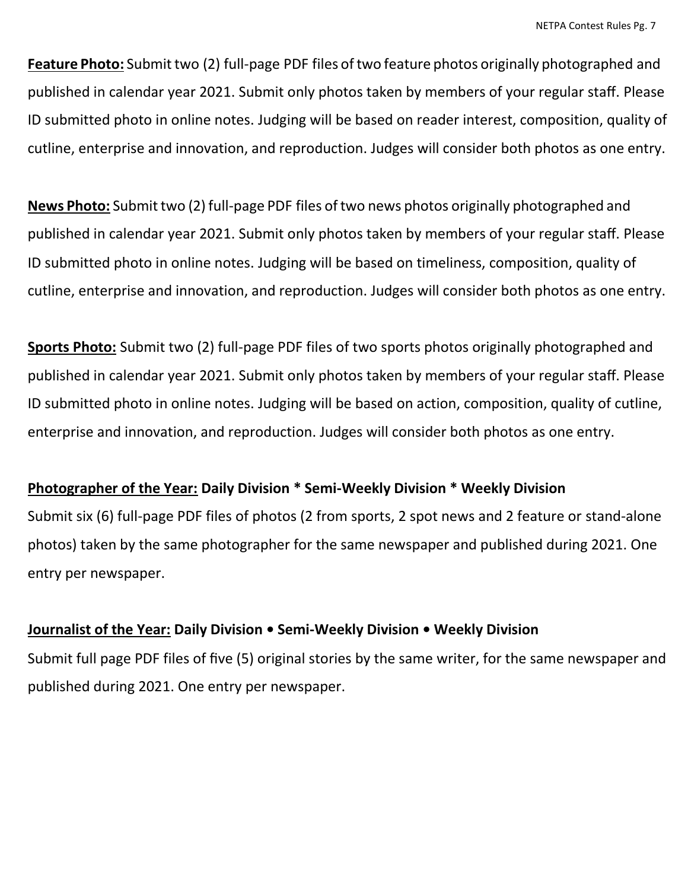**<u>Feature Photo:</u>** Submit two (2) full-page PDF files of two feature photos originally photographed and published in calendar year 2021. Submit only photos taken by members of your regular staff. Please ID submitted photo in online notes. Judging will be based on reader interest, composition, quality of cutline, enterprise and innovation, and reproduction. Judges will consider both photos as one entry.

**<u>News Photo:</u>** Submit two (2) full-page PDF files of two news photos originally photographed and published in calendar year 2021. Submit only photos taken by members of your regular staff. Please ID submitted photo in online notes. Judging will be based on timeliness, composition, quality of cutline, enterprise and innovation, and reproduction. Judges will consider both photos as one entry.

**<u>Sports Photo:</u>** Submit two (2) full-page PDF files of two sports photos originally photographed and published in calendar year 2021. Submit only photos taken by members of your regular staff. Please ID submitted photo in online notes. Judging will be based on action, composition, quality of cutline, enterprise and innovation, and reproduction. Judges will consider both photos as one entry.

**<u>Photographer of the Year:</u> Daily Division * Semi-Weekly Division * Weekly Division**

Submit six (6) full-page PDF files of photos (2 from sports, 2 spot news and 2 feature or stand-alone photos) taken by the same photographer for the same newspaper and published during 2021. One entry per newspaper.

**<u>Journalist of the Year:</u> Daily Division • Semi-Weekly Division • Weekly Division**

Submit full page PDF files of five (5) original stories by the same writer, for the same newspaper and published during 2021. One entry per newspaper.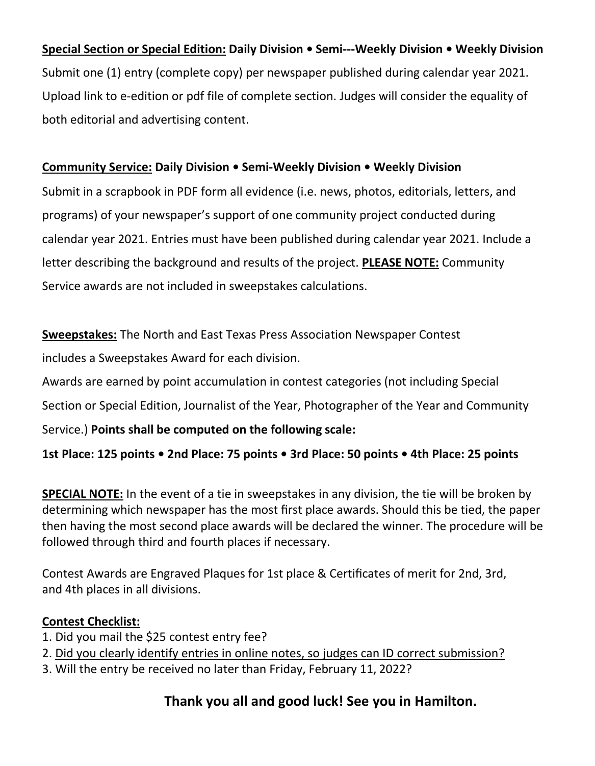**<u>Special Section or Special Edition:</u> Daily Division • Semi---Weekly Division • Weekly Division**

Submit one (1) entry (complete copy) per newspaper published during calendar year 2021. Upload link to e-edition or pdf file of complete section. Judges will consider the equality of both editorial and advertising content.

**<u>Community Service:</u> Daily Division • Semi-Weekly Division • Weekly Division**

Submit in a scrapbook in PDF form all evidence (i.e. news, photos, editorials, letters, and programs) of your newspaper's support of one community project conducted during calendar year 2021. Entries must have been published during calendar year 2021. Include a letter describing the background and results of the project. **<u>PLEASE NOTE:</u>** Community Service awards are not included in sweepstakes calculations.

**<u>Sweepstakes:</u>** The North and East Texas Press Association Newspaper Contest includes a Sweepstakes Award for each division.

Awards are earned by point accumulation in contest categories (not including Special Section or Special Edition, Journalist of the Year, Photographer of the Year and Community Service.) **Points shall be computed on the following scale:**

**1st Place: 125 points • 2nd Place: 75 points • 3rd Place: 50 points • 4th Place: 25 points**

**<u>SPECIAL NOTE:</u>** In the event of a tie in sweepstakes in any division, the tie will be broken by determining which newspaper has the most first place awards. Should this be tied, the paper then having the most second place awards will be declared the winner. The procedure will be followed through third and fourth places if necessary.

Contest Awards are Engraved Plaques for 1st place & Certificates of merit for 2nd, 3rd, and 4th places in all divisions.

**<u>Contest Checklist:</u>**

1. Did you mail the $25 contest entry fee?
2. <u>Did you clearly identify entries in online notes, so judges can ID correct submission?</u>
3. Will the entry be received no later than Friday, February 11, 2022?

**Thank you all and good luck! See you in Hamilton.**